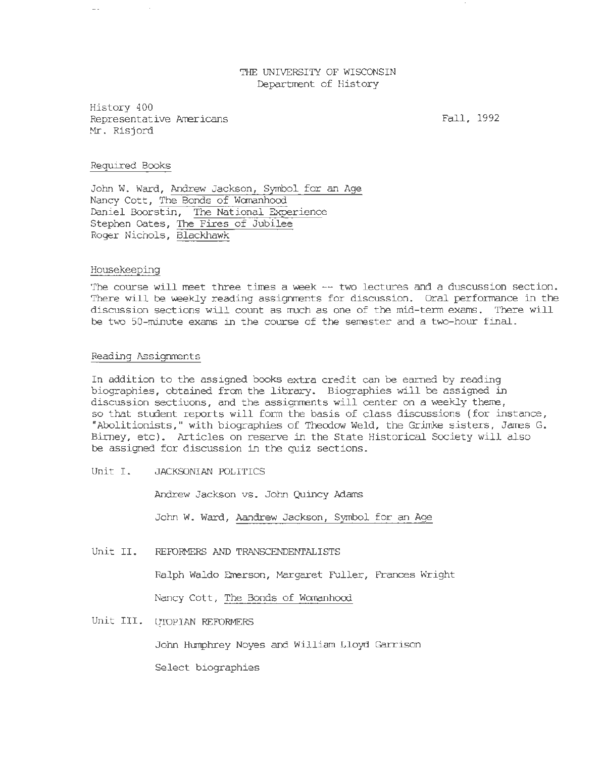THE UNIVERSITY OF WISCONSIN
Department of History

History 400
Representative Americans
Mr. Risjord

Fall, 1992

Required Books

John W. Ward, Andrew Jackson, Symbol for an Age
Nancy Cott, The Bonds of Womanhood
Daniel Boorstin, The National Experience
Stephen Oates, The Fires of Jubilee
Roger Nichols, Blackhawk

Housekeeping

The course will meet three times a week -- two lectures and a duscussion section. There will be weekly reading assignments for discussion. Oral performance in the discussion sections will count as much as one of the mid-term exams. There will be two 50-minute exams in the course of the semester and a two-hour final.

Reading Assignments

In addition to the assigned books extra credit can be earned by reading biographies, obtained from the library. Biographies will be assigned in discussion sectiuons, and the assignments will center on a weekly theme, so that student reports will form the basis of class discussions (for instance, "Abolitionists," with biographies of Theodow Weld, the Grimke sisters, James G. Birney, etc). Articles on reserve in the State Historical Society will also be assigned for discussion in the quiz sections.

Unit I. JACKSONIAN POLITICS

Andrew Jackson vs. John Quincy Adams

John W. Ward, Aandrew Jackson, Symbol for an Age

Unit II. REFORMERS AND TRANSCENDENTALISTS

Ralph Waldo Emerson, Margaret Fuller, Frances Wright

Nancy Cott, The Bonds of Womanhood

Unit III. UTOPIAN REFORMERS

John Humphrey Noyes and William Lloyd Garrison

Select biographies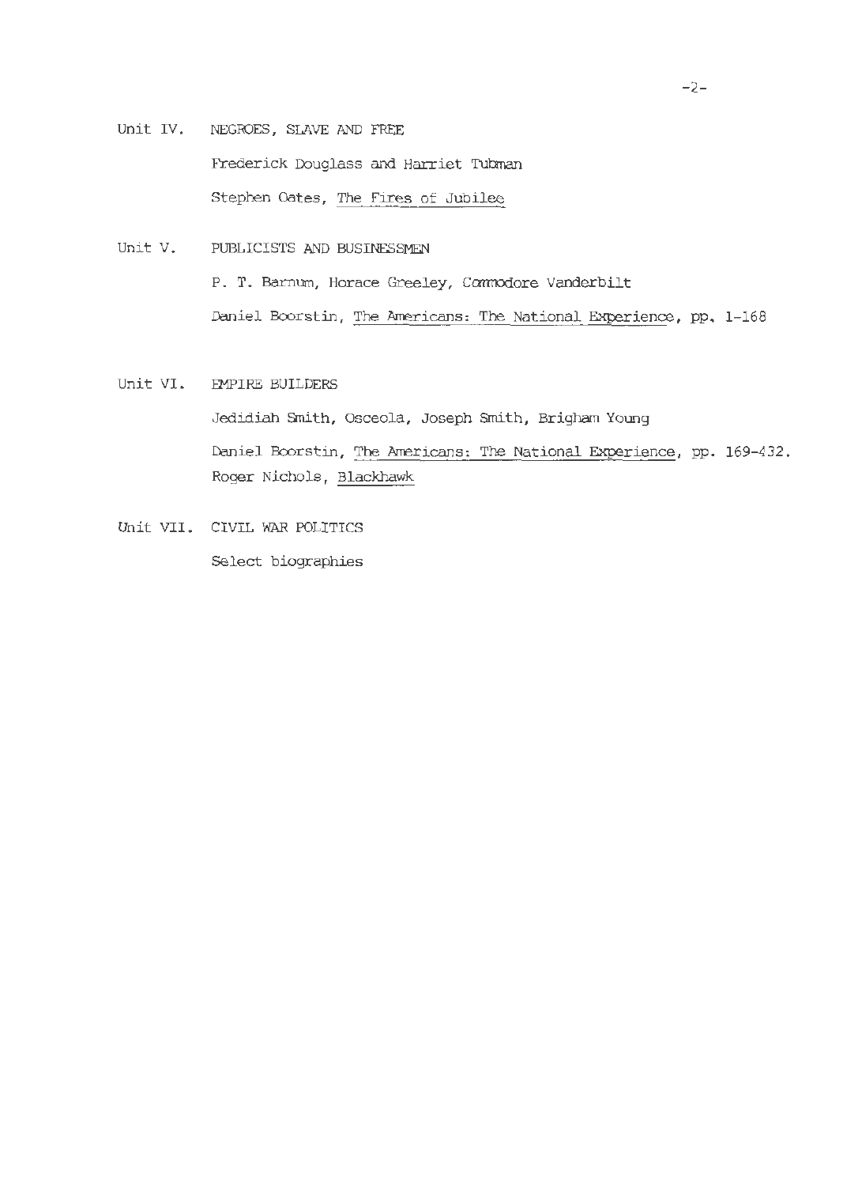Unit IV. NEGROES, SLAVE AND FREE

Frederick Douglass and Harriet Tubman

Stephen Oates, _The Fires of Jubilee_

Unit V. PUBLICISTS AND BUSINESSMEN

P. T. Barnum, Horace Greeley, Commodore Vanderbilt

Daniel Boorstin, _The Americans: The National Experience_, pp. 1-168

Unit VI. EMPIRE BUILDERS

Jedidiah Smith, Osceola, Joseph Smith, Brigham Young

Daniel Boorstin, _The Americans: The National Experience_, pp. 169-432.
Roger Nichols, _Blackhawk_

Unit VII. CIVIL WAR POLITICS

Select biographies